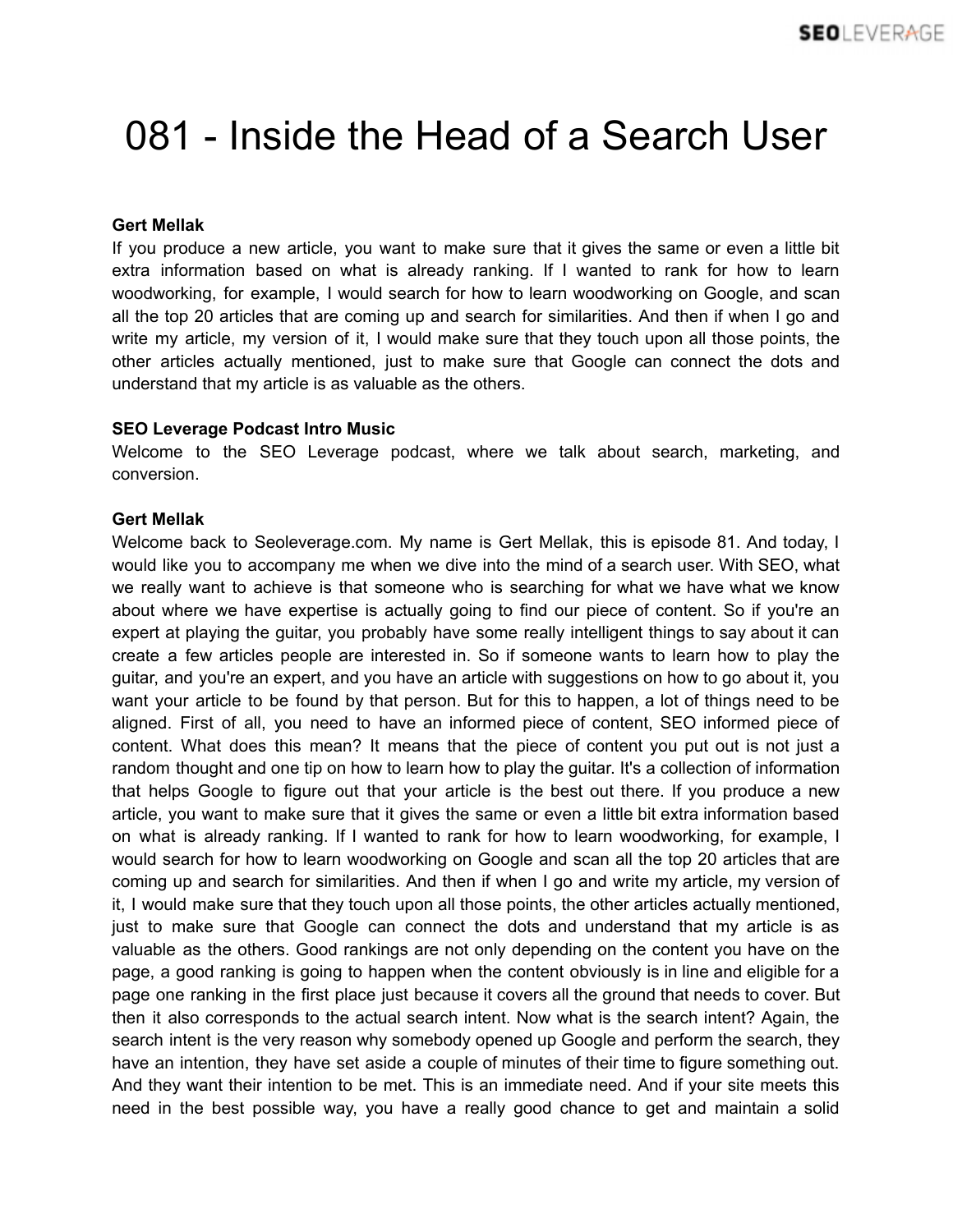# 081 - Inside the Head of a Search User

**Gert Mellak**
If you produce a new article, you want to make sure that it gives the same or even a little bit extra information based on what is already ranking. If I wanted to rank for how to learn woodworking, for example, I would search for how to learn woodworking on Google, and scan all the top 20 articles that are coming up and search for similarities. And then if when I go and write my article, my version of it, I would make sure that they touch upon all those points, the other articles actually mentioned, just to make sure that Google can connect the dots and understand that my article is as valuable as the others.

**SEO Leverage Podcast Intro Music**
Welcome to the SEO Leverage podcast, where we talk about search, marketing, and conversion.

**Gert Mellak**
Welcome back to Seoleverage.com. My name is Gert Mellak, this is episode 81. And today, I would like you to accompany me when we dive into the mind of a search user. With SEO, what we really want to achieve is that someone who is searching for what we have what we know about where we have expertise is actually going to find our piece of content. So if you're an expert at playing the guitar, you probably have some really intelligent things to say about it can create a few articles people are interested in. So if someone wants to learn how to play the guitar, and you're an expert, and you have an article with suggestions on how to go about it, you want your article to be found by that person. But for this to happen, a lot of things need to be aligned. First of all, you need to have an informed piece of content, SEO informed piece of content. What does this mean? It means that the piece of content you put out is not just a random thought and one tip on how to learn how to play the guitar. It's a collection of information that helps Google to figure out that your article is the best out there. If you produce a new article, you want to make sure that it gives the same or even a little bit extra information based on what is already ranking. If I wanted to rank for how to learn woodworking, for example, I would search for how to learn woodworking on Google and scan all the top 20 articles that are coming up and search for similarities. And then if when I go and write my article, my version of it, I would make sure that they touch upon all those points, the other articles actually mentioned, just to make sure that Google can connect the dots and understand that my article is as valuable as the others. Good rankings are not only depending on the content you have on the page, a good ranking is going to happen when the content obviously is in line and eligible for a page one ranking in the first place just because it covers all the ground that needs to cover. But then it also corresponds to the actual search intent. Now what is the search intent? Again, the search intent is the very reason why somebody opened up Google and perform the search, they have an intention, they have set aside a couple of minutes of their time to figure something out. And they want their intention to be met. This is an immediate need. And if your site meets this need in the best possible way, you have a really good chance to get and maintain a solid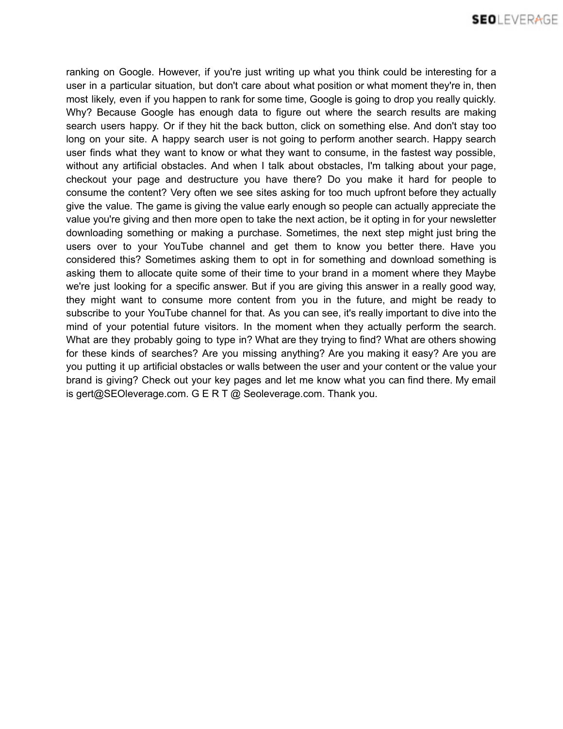ranking on Google. However, if you're just writing up what you think could be interesting for a user in a particular situation, but don't care about what position or what moment they're in, then most likely, even if you happen to rank for some time, Google is going to drop you really quickly. Why? Because Google has enough data to figure out where the search results are making search users happy. Or if they hit the back button, click on something else. And don't stay too long on your site. A happy search user is not going to perform another search. Happy search user finds what they want to know or what they want to consume, in the fastest way possible, without any artificial obstacles. And when I talk about obstacles, I'm talking about your page, checkout your page and destructure you have there? Do you make it hard for people to consume the content? Very often we see sites asking for too much upfront before they actually give the value. The game is giving the value early enough so people can actually appreciate the value you're giving and then more open to take the next action, be it opting in for your newsletter downloading something or making a purchase. Sometimes, the next step might just bring the users over to your YouTube channel and get them to know you better there. Have you considered this? Sometimes asking them to opt in for something and download something is asking them to allocate quite some of their time to your brand in a moment where they Maybe we're just looking for a specific answer. But if you are giving this answer in a really good way, they might want to consume more content from you in the future, and might be ready to subscribe to your YouTube channel for that. As you can see, it's really important to dive into the mind of your potential future visitors. In the moment when they actually perform the search. What are they probably going to type in? What are they trying to find? What are others showing for these kinds of searches? Are you missing anything? Are you making it easy? Are you are you putting it up artificial obstacles or walls between the user and your content or the value your brand is giving? Check out your key pages and let me know what you can find there. My email is gert@SEOleverage.com. G E R T @ Seoleverage.com. Thank you.